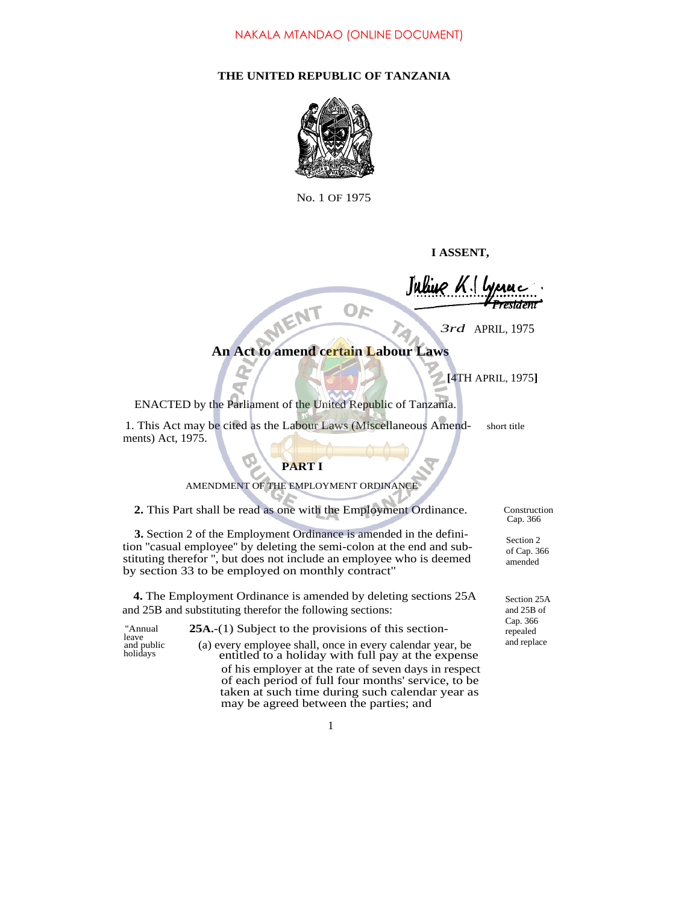NAKALA MTANDAO (ONLINE DOCUMENT)

**THE UNITED REPUBLIC OF TANZANIA**

No. 1 OF 1975

**I ASSENT,**

*Julius K. Nyerere*
*President*

*3rd* APRIL, 1975

# An Act to amend certain Labour Laws

**[**4TH APRIL, 1975**]**

ENACTED by the Parliament of the United Republic of Tanzania.

1. This Act may be cited as the Labour Laws (Miscellaneous Amendments) Act, 1975. *(short title)*

## PART I

AMENDMENT OF THE EMPLOYMENT ORDINANCE

**2.** This Part shall be read as one with the Employment Ordinance. *(Construction Cap. 366)*

**3.** Section 2 of the Employment Ordinance is amended in the definition "casual employee" by deleting the semi-colon at the end and substituting therefor ", but does not include an employee who is deemed by section 33 to be employed on monthly contract" *(Section 2 of Cap. 366 amended)*

**4.** The Employment Ordinance is amended by deleting sections 25A and 25B and substituting therefor the following sections: *(Section 25A and 25B of Cap. 366 repealed and replace)*

"Annual leave and public holidays

**25A.**-(1) Subject to the provisions of this section-

(a) every employee shall, once in every calendar year, be entitled to a holiday with full pay at the expense of his employer at the rate of seven days in respect of each period of full four months' service, to be taken at such time during such calendar year as may be agreed between the parties; and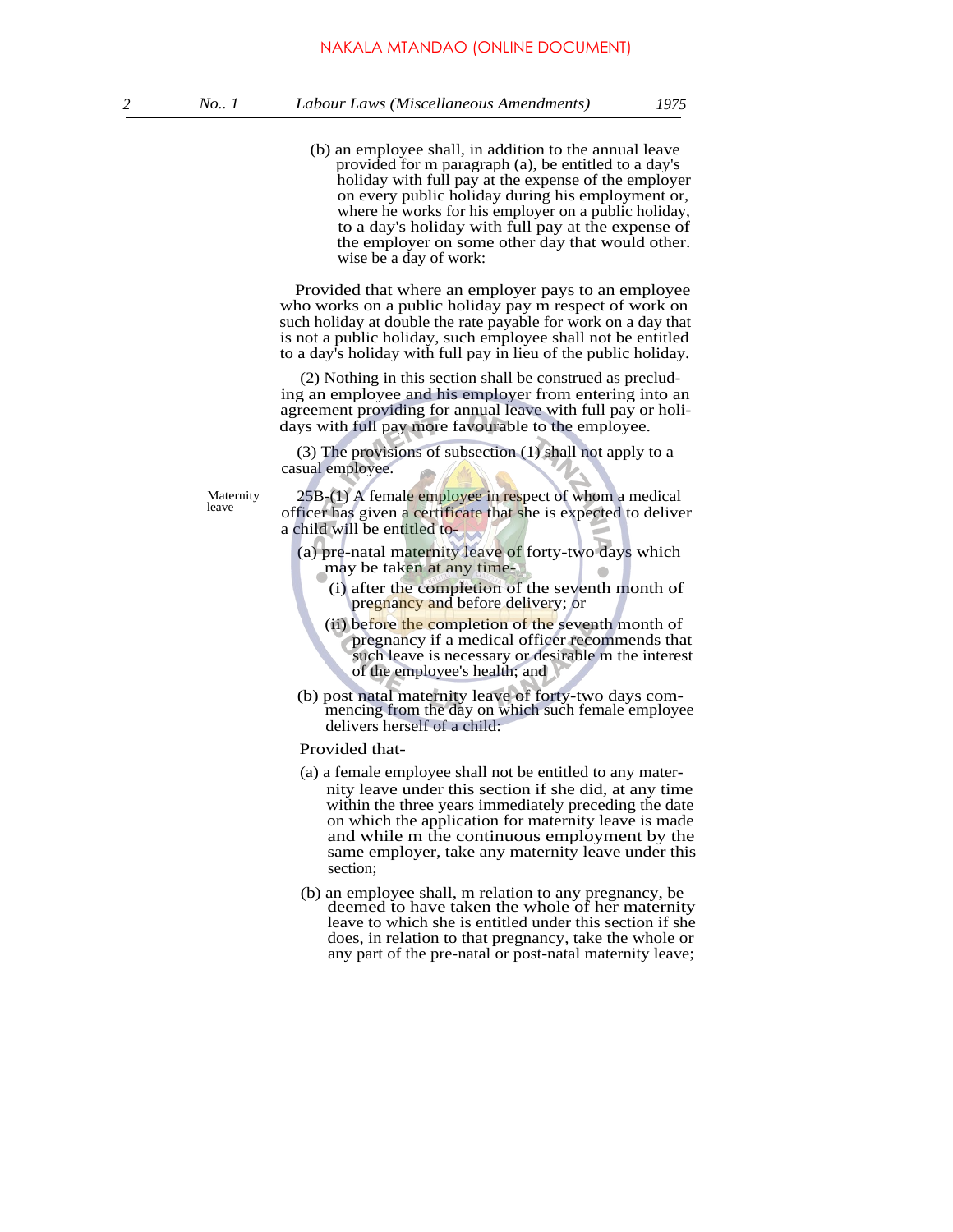(b) an employee shall, in addition to the annual leave provided for m paragraph (a), be entitled to a day's holiday with full pay at the expense of the employer on every public holiday during his employment or, where he works for his employer on a public holiday, to a day's holiday with full pay at the expense of the employer on some other day that would other. wise be a day of work:

Provided that where an employer pays to an employee who works on a public holiday pay m respect of work on such holiday at double the rate payable for work on a day that is not a public holiday, such employee shall not be entitled to a day's holiday with full pay in lieu of the public holiday.

(2) Nothing in this section shall be construed as precluding an employee and his employer from entering into an agreement providing for annual leave with full pay or holidays with full pay more favourable to the employee.

(3) The provisions of subsection (1) shall not apply to a casual employee.

Maternity leave

25B-(1) A female employee in respect of whom a medical officer has given a certificate that she is expected to deliver a child will be entitled to-

(a) pre-natal maternity leave of forty-two days which may be taken at any time-

(i) after the completion of the seventh month of pregnancy and before delivery; or

(ii) before the completion of the seventh month of pregnancy if a medical officer recommends that such leave is necessary or desirable m the interest of the employee's health; and

(b) post natal maternity leave of forty-two days commencing from the day on which such female employee delivers herself of a child:

Provided that-

(a) a female employee shall not be entitled to any maternity leave under this section if she did, at any time within the three years immediately preceding the date on which the application for maternity leave is made and while m the continuous employment by the same employer, take any maternity leave under this section;

(b) an employee shall, m relation to any pregnancy, be deemed to have taken the whole of her maternity leave to which she is entitled under this section if she does, in relation to that pregnancy, take the whole or any part of the pre-natal or post-natal maternity leave;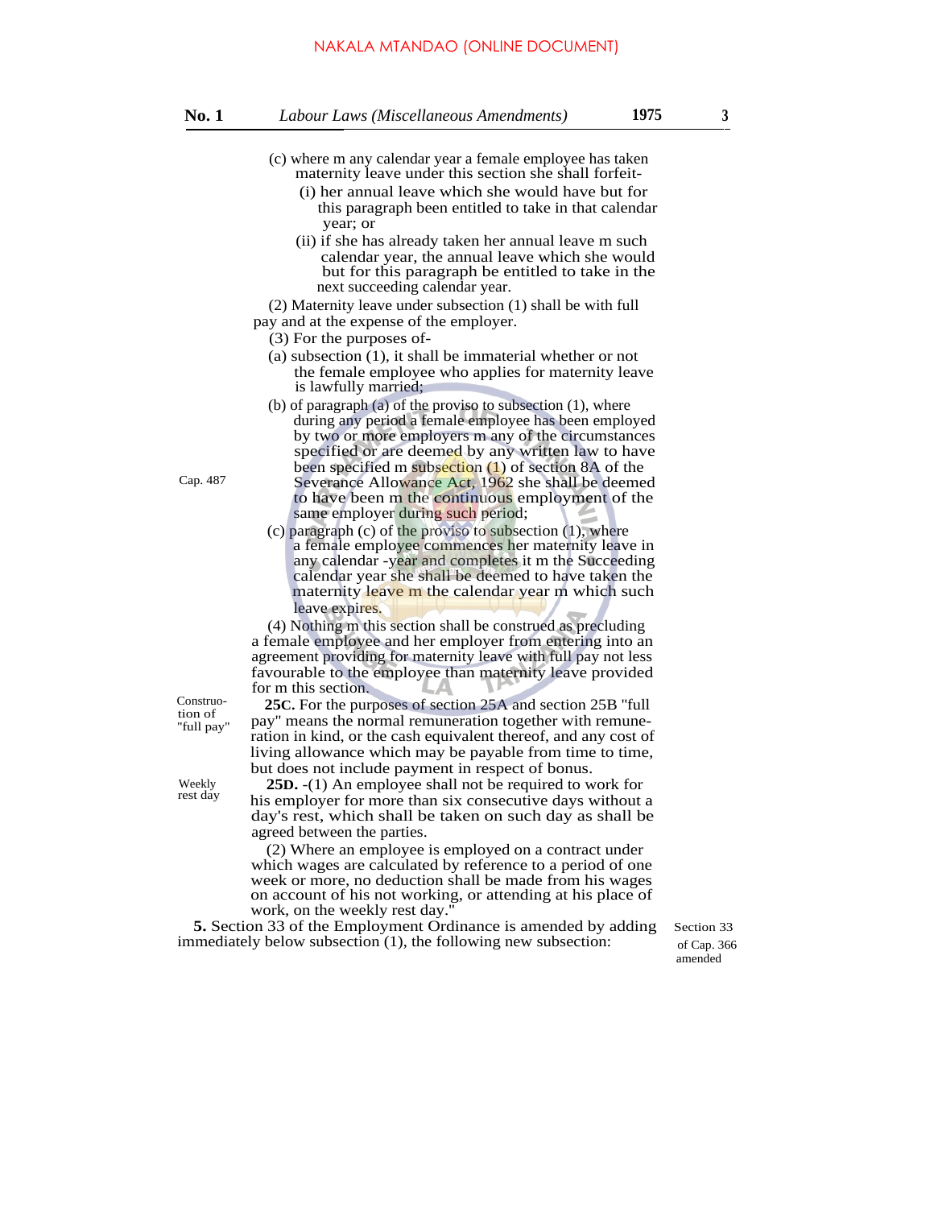(c) where m any calendar year a female employee has taken maternity leave under this section she shall forfeit-

(i) her annual leave which she would have but for this paragraph been entitled to take in that calendar year; or

(ii) if she has already taken her annual leave m such calendar year, the annual leave which she would but for this paragraph be entitled to take in the next succeeding calendar year.

(2) Maternity leave under subsection (1) shall be with full pay and at the expense of the employer.

(3) For the purposes of-

(a) subsection (1), it shall be immaterial whether or not the female employee who applies for maternity leave is lawfully married;

(b) of paragraph (a) of the proviso to subsection (1), where during any period a female employee has been employed by two or more employers m any of the circumstances specified or are deemed by any written law to have been specified m subsection (1) of section 8A of the Severance Allowance Act, 1962 she shall be deemed to have been m the continuous employment of the same employer during such period;

Cap. 487

(c) paragraph (c) of the proviso to subsection (1), where a female employee commences her maternity leave in any calendar -year and completes it m the Succeeding calendar year she shall be deemed to have taken the maternity leave m the calendar year m which such leave expires.

(4) Nothing m this section shall be construed as precluding a female employee and her employer from entering into an agreement providing for maternity leave with full pay not less favourable to the employee than maternity leave provided for m this section.

Construction of "full pay"

**25C.** For the purposes of section 25A and section 25B "full pay" means the normal remuneration together with remuneration in kind, or the cash equivalent thereof, and any cost of living allowance which may be payable from time to time, but does not include payment in respect of bonus.

Weekly rest day

**25D.** -(1) An employee shall not be required to work for his employer for more than six consecutive days without a day's rest, which shall be taken on such day as shall be agreed between the parties.

(2) Where an employee is employed on a contract under which wages are calculated by reference to a period of one week or more, no deduction shall be made from his wages on account of his not working, or attending at his place of work, on the weekly rest day."

Section 33 of Cap. 366 amended

**5.** Section 33 of the Employment Ordinance is amended by adding immediately below subsection (1), the following new subsection: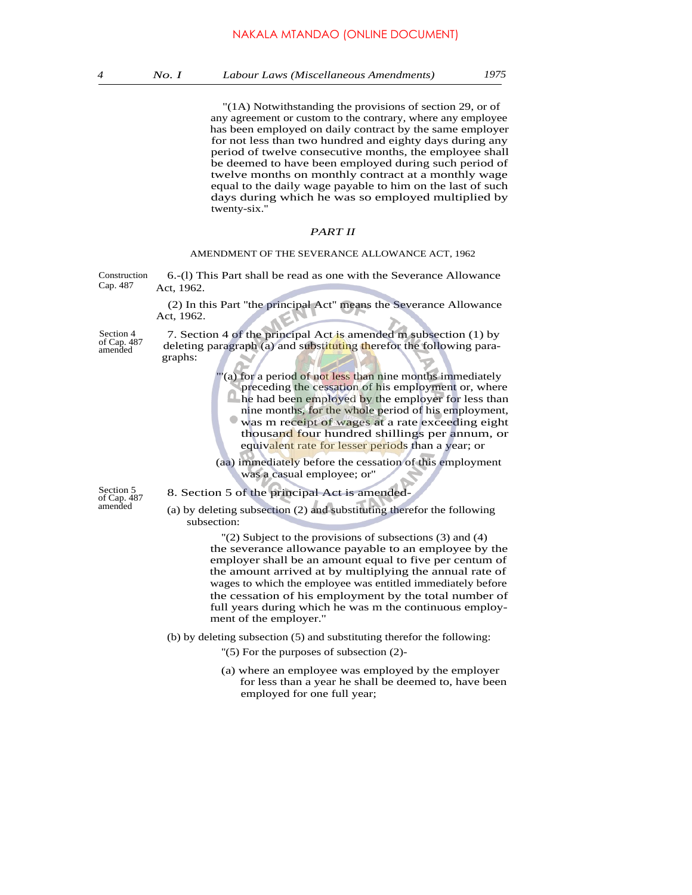"(1A) Notwithstanding the provisions of section 29, or of any agreement or custom to the contrary, where any employee has been employed on daily contract by the same employer for not less than two hundred and eighty days during any period of twelve consecutive months, the employee shall be deemed to have been employed during such period of twelve months on monthly contract at a monthly wage equal to the daily wage payable to him on the last of such days during which he was so employed multiplied by twenty-six."

## *PART II*

### AMENDMENT OF THE SEVERANCE ALLOWANCE ACT, 1962

Construction Cap. 487

6.-(l) This Part shall be read as one with the Severance Allowance Act, 1962.

(2) In this Part "the principal Act" means the Severance Allowance Act, 1962.

Section 4 of Cap. 487 amended

7. Section 4 of the principal Act is amended m subsection (1) by deleting paragraph (a) and substituting therefor the following paragraphs:

"'(a) for a period of not less than nine months immediately preceding the cessation of his employment or, where he had been employed by the employer for less than nine months, for the whole period of his employment, was m receipt of wages at a rate exceeding eight thousand four hundred shillings per annum, or equivalent rate for lesser periods than a year; or

(aa) immediately before the cessation of this employment was a casual employee; or"

Section 5 of Cap. 487 amended

8. Section 5 of the principal Act is amended-

(a) by deleting subsection (2) and substituting therefor the following subsection:

"(2) Subject to the provisions of subsections (3) and (4) the severance allowance payable to an employee by the employer shall be an amount equal to five per centum of the amount arrived at by multiplying the annual rate of wages to which the employee was entitled immediately before the cessation of his employment by the total number of full years during which he was m the continuous employment of the employer."

(b) by deleting subsection (5) and substituting therefor the following:

"(5) For the purposes of subsection (2)-

(a) where an employee was employed by the employer for less than a year he shall be deemed to, have been employed for one full year;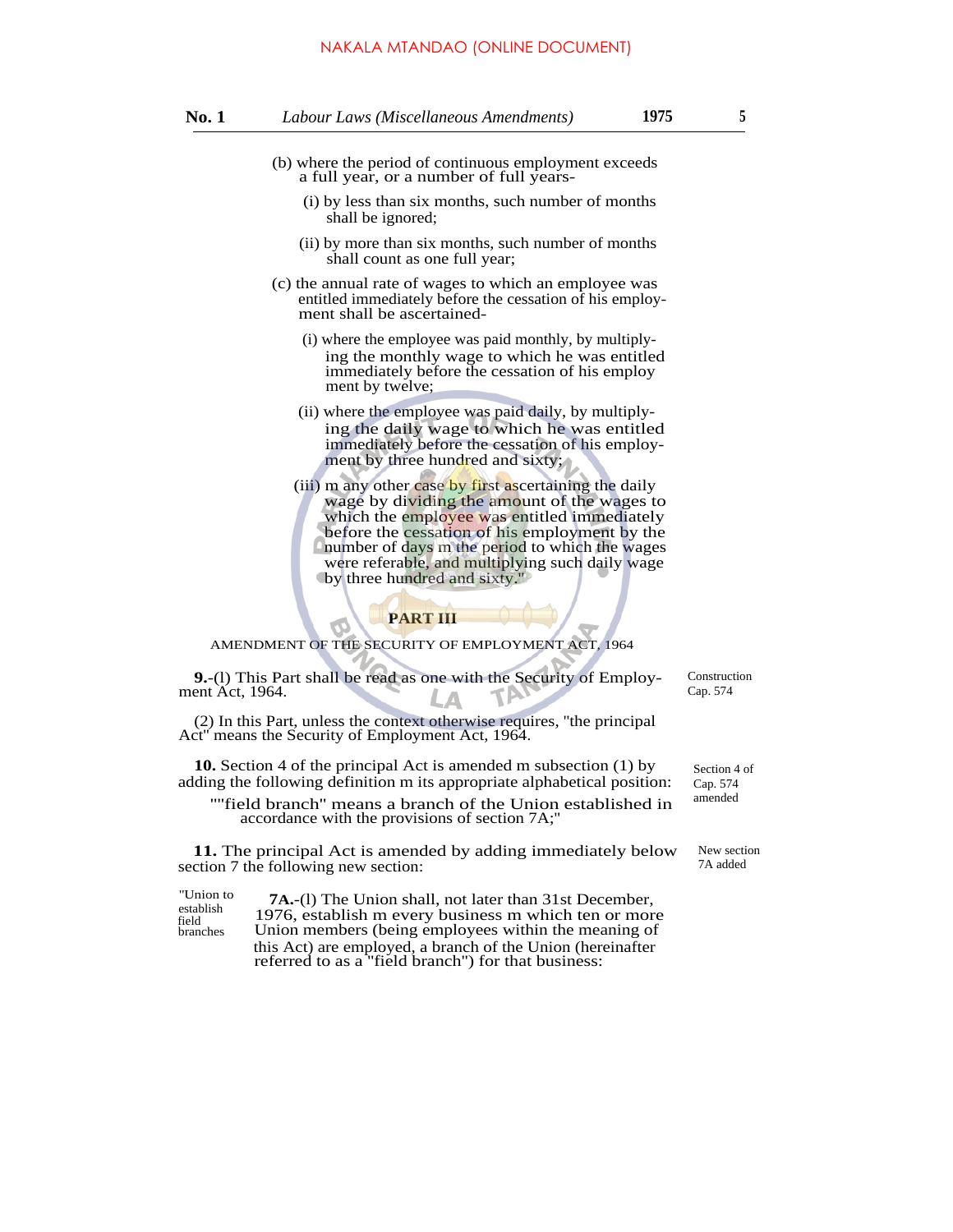(b) where the period of continuous employment exceeds a full year, or a number of full years-

(i) by less than six months, such number of months shall be ignored;

(ii) by more than six months, such number of months shall count as one full year;

(c) the annual rate of wages to which an employee was entitled immediately before the cessation of his employment shall be ascertained-

(i) where the employee was paid monthly, by multiplying the monthly wage to which he was entitled immediately before the cessation of his employ ment by twelve;

(ii) where the employee was paid daily, by multiplying the daily wage to which he was entitled immediately before the cessation of his employment by three hundred and sixty;

(iii) m any other case by first ascertaining the daily wage by dividing the amount of the wages to which the employee was entitled immediately before the cessation of his employment by the number of days m the period to which the wages were referable, and multiplying such daily wage by three hundred and sixty."

## PART III

AMENDMENT OF THE SECURITY OF EMPLOYMENT ACT, 1964

Construction Cap. 574

**9.**-(l) This Part shall be read as one with the Security of Employment Act, 1964.

(2) In this Part, unless the context otherwise requires, "the principal Act" means the Security of Employment Act, 1964.

Section 4 of Cap. 574 amended

**10.** Section 4 of the principal Act is amended m subsection (1) by adding the following definition m its appropriate alphabetical position:

""field branch" means a branch of the Union established in accordance with the provisions of section 7A;"

New section 7A added

**11.** The principal Act is amended by adding immediately below section 7 the following new section:

"Union to establish field branches

**7A.**-(l) The Union shall, not later than 31st December, 1976, establish m every business m which ten or more Union members (being employees within the meaning of this Act) are employed, a branch of the Union (hereinafter referred to as a "field branch") for that business: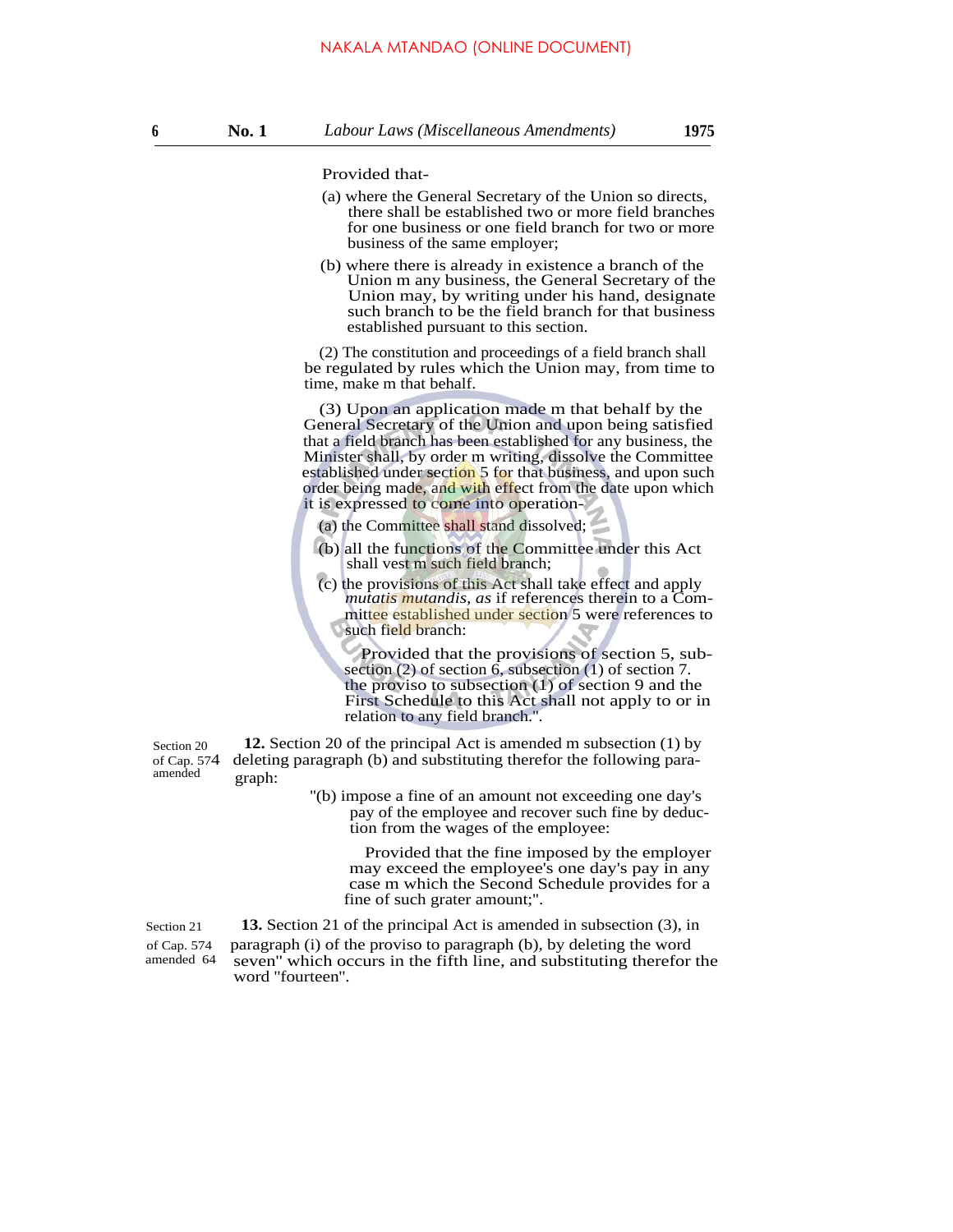Provided that-

(a) where the General Secretary of the Union so directs, there shall be established two or more field branches for one business or one field branch for two or more business of the same employer;

(b) where there is already in existence a branch of the Union m any business, the General Secretary of the Union may, by writing under his hand, designate such branch to be the field branch for that business established pursuant to this section.

(2) The constitution and proceedings of a field branch shall be regulated by rules which the Union may, from time to time, make m that behalf.

(3) Upon an application made m that behalf by the General Secretary of the Union and upon being satisfied that a field branch has been established for any business, the Minister shall, by order m writing, dissolve the Committee established under section 5 for that business, and upon such order being made, and with effect from the date upon which it is expressed to come into operation-

(a) the Committee shall stand dissolved;

(b) all the functions of the Committee under this Act shall vest m such field branch;

(c) the provisions of this Act shall take effect and apply *mutatis mutandis, as* if references therein to a Committee established under section 5 were references to such field branch:

Provided that the provisions of section 5, subsection (2) of section 6, subsection (1) of section 7. the proviso to subsection (1) of section 9 and the First Schedule to this Act shall not apply to or in relation to any field branch.".

Section 20 of Cap. 574 amended

**12.** Section 20 of the principal Act is amended m subsection (1) by deleting paragraph (b) and substituting therefor the following paragraph:

"(b) impose a fine of an amount not exceeding one day's pay of the employee and recover such fine by deduction from the wages of the employee:

Provided that the fine imposed by the employer may exceed the employee's one day's pay in any case m which the Second Schedule provides for a fine of such grater amount;".

Section 21 of Cap. 574 amended 64

**13.** Section 21 of the principal Act is amended in subsection (3), in paragraph (i) of the proviso to paragraph (b), by deleting the word seven" which occurs in the fifth line, and substituting therefor the word "fourteen".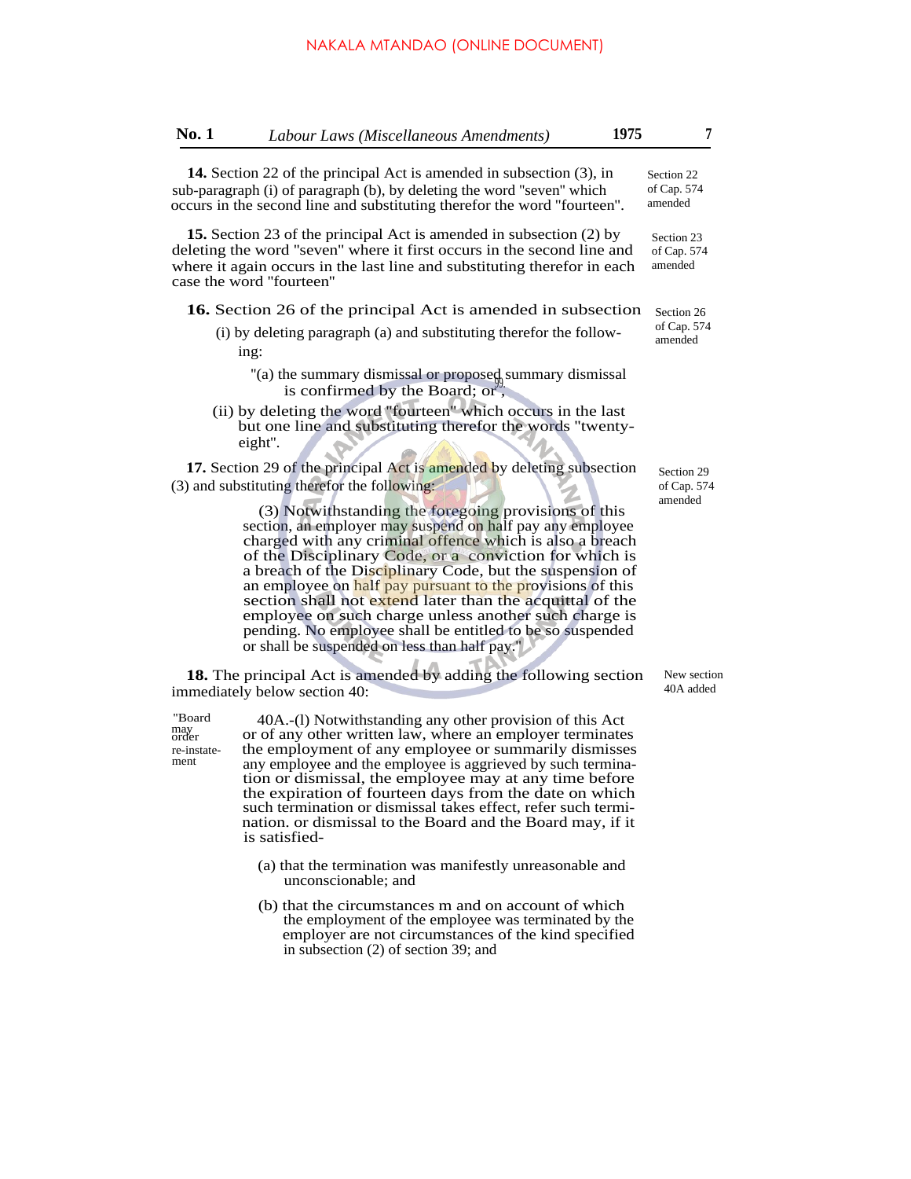**14.** Section 22 of the principal Act is amended in subsection (3), in sub-paragraph (i) of paragraph (b), by deleting the word "seven" which occurs in the second line and substituting therefor the word "fourteen".

Section 22 of Cap. 574 amended

**15.** Section 23 of the principal Act is amended in subsection (2) by deleting the word "seven" where it first occurs in the second line and where it again occurs in the last line and substituting therefor in each case the word "fourteen"

Section 23 of Cap. 574 amended

**16.** Section 26 of the principal Act is amended in subsection

Section 26 of Cap. 574 amended

(i) by deleting paragraph (a) and substituting therefor the following:

"(a) the summary dismissal or proposed summary dismissal is confirmed by the Board; or",

(ii) by deleting the word "fourteen" which occurs in the last but one line and substituting therefor the words "twenty-eight".

**17.** Section 29 of the principal Act is amended by deleting subsection (3) and substituting therefor the following:

Section 29 of Cap. 574 amended

(3) Notwithstanding the foregoing provisions of this section, an employer may suspend on half pay any employee charged with any criminal offence which is also a breach of the Disciplinary Code, or a conviction for which is a breach of the Disciplinary Code, but the suspension of an employee on half pay pursuant to the provisions of this section shall not extend later than the acquittal of the employee on such charge unless another such charge is pending. No employee shall be entitled to be so suspended or shall be suspended on less than half pay."

**18.** The principal Act is amended by adding the following section immediately below section 40:

New section 40A added

"Board may order re-instatement

40A.-(l) Notwithstanding any other provision of this Act or of any other written law, where an employer terminates the employment of any employee or summarily dismisses any employee and the employee is aggrieved by such termination or dismissal, the employee may at any time before the expiration of fourteen days from the date on which such termination or dismissal takes effect, refer such termination. or dismissal to the Board and the Board may, if it is satisfied-

(a) that the termination was manifestly unreasonable and unconscionable; and

(b) that the circumstances m and on account of which the employment of the employee was terminated by the employer are not circumstances of the kind specified in subsection (2) of section 39; and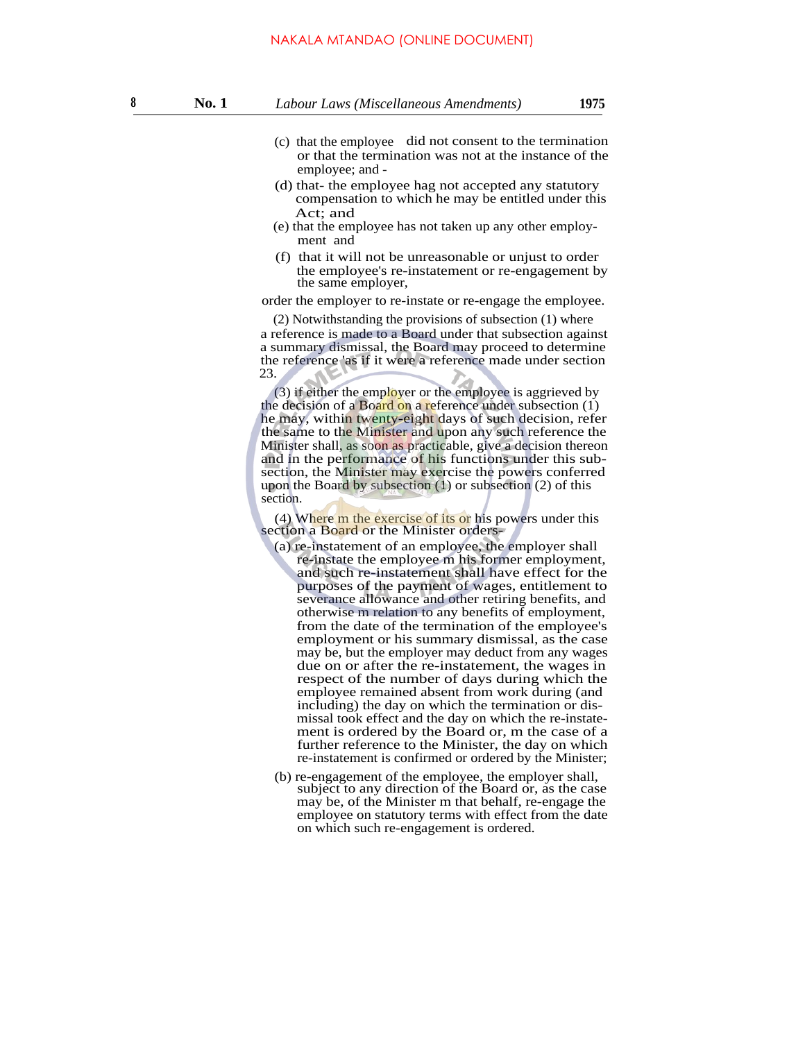(c) that the employee did not consent to the termination or that the termination was not at the instance of the employee; and -

(d) that- the employee hag not accepted any statutory compensation to which he may be entitled under this Act; and

(e) that the employee has not taken up any other employment and

(f) that it will not be unreasonable or unjust to order the employee's re-instatement or re-engagement by the same employer,

order the employer to re-instate or re-engage the employee.

(2) Notwithstanding the provisions of subsection (1) where a reference is made to a Board under that subsection against a summary dismissal, the Board may proceed to determine the reference 'as if it were a reference made under section 23.

(3) if either the employer or the employee is aggrieved by the decision of a Board on a reference under subsection (1) he may, within twenty-eight days of such decision, refer the same to the Minister and upon any such reference the Minister shall, as soon as practicable, give a decision thereon and in the performance of his functions under this subsection, the Minister may exercise the powers conferred upon the Board by subsection (1) or subsection (2) of this section.

(4) Where m the exercise of its or his powers under this section a Board or the Minister orders-

(a) re-instatement of an employee, the employer shall re-instate the employee m his former employment, and such re-instatement shall have effect for the purposes of the payment of wages, entitlement to severance allowance and other retiring benefits, and otherwise m relation to any benefits of employment, from the date of the termination of the employee's employment or his summary dismissal, as the case may be, but the employer may deduct from any wages due on or after the re-instatement, the wages in respect of the number of days during which the employee remained absent from work during (and including) the day on which the termination or dismissal took effect and the day on which the re-instatement is ordered by the Board or, m the case of a further reference to the Minister, the day on which re-instatement is confirmed or ordered by the Minister;

(b) re-engagement of the employee, the employer shall, subject to any direction of the Board or, as the case may be, of the Minister m that behalf, re-engage the employee on statutory terms with effect from the date on which such re-engagement is ordered.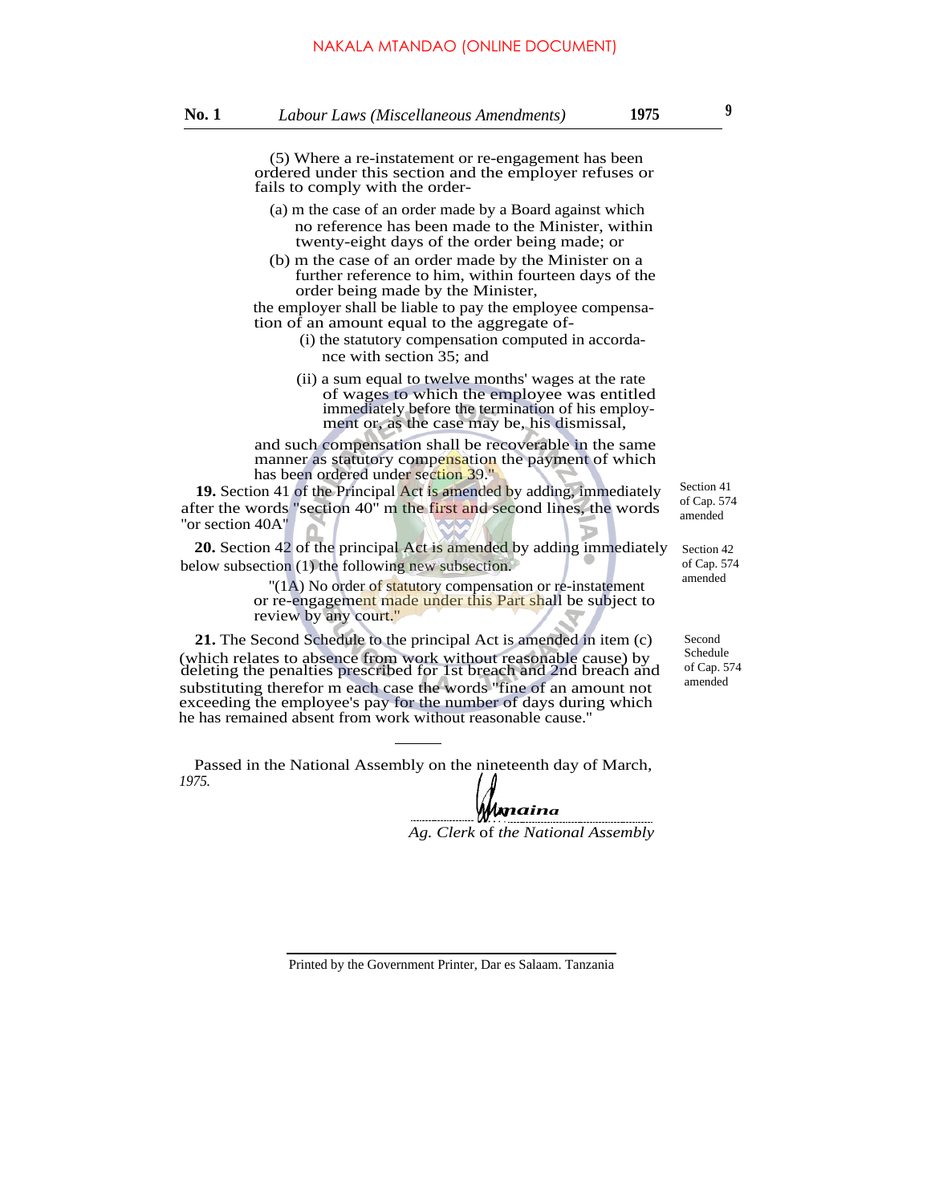(5) Where a re-instatement or re-engagement has been ordered under this section and the employer refuses or fails to comply with the order-

(a) m the case of an order made by a Board against which no reference has been made to the Minister, within twenty-eight days of the order being made; or

(b) m the case of an order made by the Minister on a further reference to him, within fourteen days of the order being made by the Minister,

the employer shall be liable to pay the employee compensation of an amount equal to the aggregate of-

(i) the statutory compensation computed in accordance with section 35; and

(ii) a sum equal to twelve months' wages at the rate of wages to which the employee was entitled immediately before the termination of his employment or, as the case may be, his dismissal,

and such compensation shall be recoverable in the same manner as statutory compensation the payment of which has been ordered under section 39."

Section 41 of Cap. 574 amended

**19.** Section 41 of the Principal Act is amended by adding, immediately after the words "section 40" m the first and second lines, the words "or section 40A"

Section 42 of Cap. 574 amended

**20.** Section 42 of the principal Act is amended by adding immediately below subsection (1) the following new subsection.

"(1A) No order of statutory compensation or re-instatement or re-engagement made under this Part shall be subject to review by any court."

Second Schedule of Cap. 574 amended

**21.** The Second Schedule to the principal Act is amended in item (c) (which relates to absence from work without reasonable cause) by deleting the penalties prescribed for 1st breach and 2nd breach and substituting therefor m each case the words "fine of an amount not exceeding the employee's pay for the number of days during which he has remained absent from work without reasonable cause."

---

Passed in the National Assembly on the nineteenth day of March, *1975.*

*Mmaina*

*Ag. Clerk* of *the National Assembly*

Printed by the Government Printer, Dar es Salaam. Tanzania